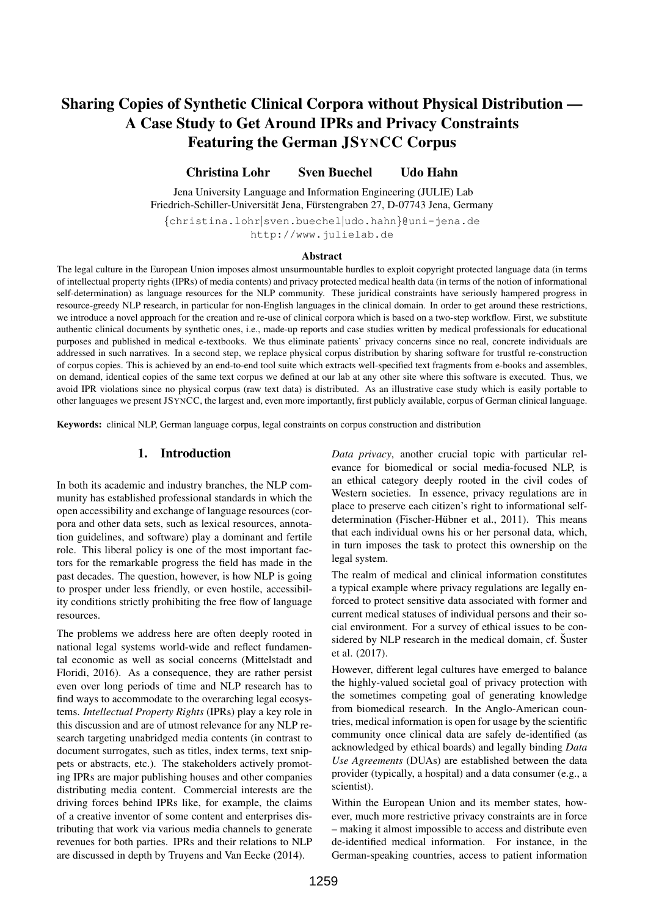# Sharing Copies of Synthetic Clinical Corpora without Physical Distribution — A Case Study to Get Around IPRs and Privacy Constraints Featuring the German JSYNCC Corpus

**Christina Lohr Sven Buechel Udo Hahn**

Jena University Language and Information Engineering (JULIE) Lab
Friedrich-Schiller-Universität Jena, Fürstengraben 27, D-07743 Jena, Germany
{christina.lohr|sven.buechel|udo.hahn}@uni-jena.de
http://www.julielab.de

## Abstract

The legal culture in the European Union imposes almost unsurmountable hurdles to exploit copyright protected language data (in terms of intellectual property rights (IPRs) of media contents) and privacy protected medical health data (in terms of the notion of informational self-determination) as language resources for the NLP community. These juridical constraints have seriously hampered progress in resource-greedy NLP research, in particular for non-English languages in the clinical domain. In order to get around these restrictions, we introduce a novel approach for the creation and re-use of clinical corpora which is based on a two-step workflow. First, we substitute authentic clinical documents by synthetic ones, i.e., made-up reports and case studies written by medical professionals for educational purposes and published in medical e-textbooks. We thus eliminate patients' privacy concerns since no real, concrete individuals are addressed in such narratives. In a second step, we replace physical corpus distribution by sharing software for trustful re-construction of corpus copies. This is achieved by an end-to-end tool suite which extracts well-specified text fragments from e-books and assembles, on demand, identical copies of the same text corpus we defined at our lab at any other site where this software is executed. Thus, we avoid IPR violations since no physical corpus (raw text data) is distributed. As an illustrative case study which is easily portable to other languages we present JSYNCC, the largest and, even more importantly, first publicly available, corpus of German clinical language.

**Keywords:** clinical NLP, German language corpus, legal constraints on corpus construction and distribution

## 1. Introduction

In both its academic and industry branches, the NLP community has established professional standards in which the open accessibility and exchange of language resources (corpora and other data sets, such as lexical resources, annotation guidelines, and software) play a dominant and fertile role. This liberal policy is one of the most important factors for the remarkable progress the field has made in the past decades. The question, however, is how NLP is going to prosper under less friendly, or even hostile, accessibility conditions strictly prohibiting the free flow of language resources.

The problems we address here are often deeply rooted in national legal systems world-wide and reflect fundamental economic as well as social concerns (Mittelstadt and Floridi, 2016). As a consequence, they are rather persist even over long periods of time and NLP research has to find ways to accommodate to the overarching legal ecosystems. *Intellectual Property Rights* (IPRs) play a key role in this discussion and are of utmost relevance for any NLP research targeting unabridged media contents (in contrast to document surrogates, such as titles, index terms, text snippets or abstracts, etc.). The stakeholders actively promoting IPRs are major publishing houses and other companies distributing media content. Commercial interests are the driving forces behind IPRs like, for example, the claims of a creative inventor of some content and enterprises distributing that work via various media channels to generate revenues for both parties. IPRs and their relations to NLP are discussed in depth by Truyens and Van Eecke (2014).

*Data privacy*, another crucial topic with particular relevance for biomedical or social media-focused NLP, is an ethical category deeply rooted in the civil codes of Western societies. In essence, privacy regulations are in place to preserve each citizen's right to informational self-determination (Fischer-Hübner et al., 2011). This means that each individual owns his or her personal data, which, in turn imposes the task to protect this ownership on the legal system.

The realm of medical and clinical information constitutes a typical example where privacy regulations are legally enforced to protect sensitive data associated with former and current medical statuses of individual persons and their social environment. For a survey of ethical issues to be considered by NLP research in the medical domain, cf. Šuster et al. (2017).

However, different legal cultures have emerged to balance the highly-valued societal goal of privacy protection with the sometimes competing goal of generating knowledge from biomedical research. In the Anglo-American countries, medical information is open for usage by the scientific community once clinical data are safely de-identified (as acknowledged by ethical boards) and legally binding *Data Use Agreements* (DUAs) are established between the data provider (typically, a hospital) and a data consumer (e.g., a scientist).

Within the European Union and its member states, however, much more restrictive privacy constraints are in force – making it almost impossible to access and distribute even de-identified medical information. For instance, in the German-speaking countries, access to patient information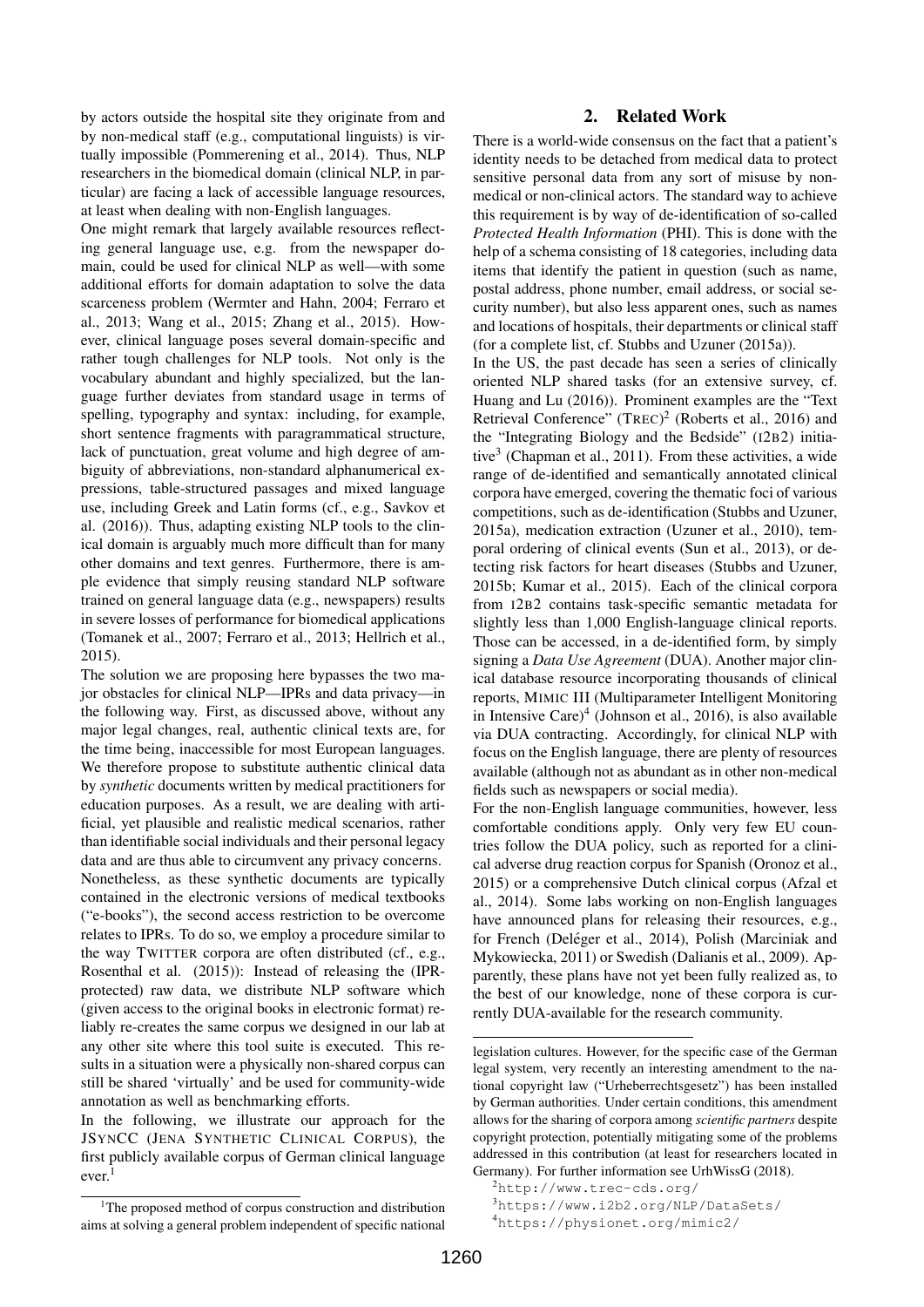by actors outside the hospital site they originate from and by non-medical staff (e.g., computational linguists) is virtually impossible (Pommerening et al., 2014). Thus, NLP researchers in the biomedical domain (clinical NLP, in particular) are facing a lack of accessible language resources, at least when dealing with non-English languages.

One might remark that largely available resources reflecting general language use, e.g. from the newspaper domain, could be used for clinical NLP as well—with some additional efforts for domain adaptation to solve the data scarceness problem (Wermter and Hahn, 2004; Ferraro et al., 2013; Wang et al., 2015; Zhang et al., 2015). However, clinical language poses several domain-specific and rather tough challenges for NLP tools. Not only is the vocabulary abundant and highly specialized, but the language further deviates from standard usage in terms of spelling, typography and syntax: including, for example, short sentence fragments with paragrammatical structure, lack of punctuation, great volume and high degree of ambiguity of abbreviations, non-standard alphanumerical expressions, table-structured passages and mixed language use, including Greek and Latin forms (cf., e.g., Savkov et al. (2016)). Thus, adapting existing NLP tools to the clinical domain is arguably much more difficult than for many other domains and text genres. Furthermore, there is ample evidence that simply reusing standard NLP software trained on general language data (e.g., newspapers) results in severe losses of performance for biomedical applications (Tomanek et al., 2007; Ferraro et al., 2013; Hellrich et al., 2015).

The solution we are proposing here bypasses the two major obstacles for clinical NLP—IPRs and data privacy—in the following way. First, as discussed above, without any major legal changes, real, authentic clinical texts are, for the time being, inaccessible for most European languages. We therefore propose to substitute authentic clinical data by *synthetic* documents written by medical practitioners for education purposes. As a result, we are dealing with artificial, yet plausible and realistic medical scenarios, rather than identifiable social individuals and their personal legacy data and are thus able to circumvent any privacy concerns.

Nonetheless, as these synthetic documents are typically contained in the electronic versions of medical textbooks ("e-books"), the second access restriction to be overcome relates to IPRs. To do so, we employ a procedure similar to the way TWITTER corpora are often distributed (cf., e.g., Rosenthal et al. (2015)): Instead of releasing the (IPR-protected) raw data, we distribute NLP software which (given access to the original books in electronic format) reliably re-creates the same corpus we designed in our lab at any other site where this tool suite is executed. This results in a situation were a physically non-shared corpus can still be shared 'virtually' and be used for community-wide annotation as well as benchmarking efforts.

In the following, we illustrate our approach for the JSYNCC (JENA SYNTHETIC CLINICAL CORPUS), the first publicly available corpus of German clinical language ever.[1]

## 2. Related Work

There is a world-wide consensus on the fact that a patient's identity needs to be detached from medical data to protect sensitive personal data from any sort of misuse by non-medical or non-clinical actors. The standard way to achieve this requirement is by way of de-identification of so-called *Protected Health Information* (PHI). This is done with the help of a schema consisting of 18 categories, including data items that identify the patient in question (such as name, postal address, phone number, email address, or social security number), but also less apparent ones, such as names and locations of hospitals, their departments or clinical staff (for a complete list, cf. Stubbs and Uzuner (2015a)).

In the US, the past decade has seen a series of clinically oriented NLP shared tasks (for an extensive survey, cf. Huang and Lu (2016)). Prominent examples are the "Text Retrieval Conference" (TREC)[2] (Roberts et al., 2016) and the "Integrating Biology and the Bedside" (I2B2) initiative[3] (Chapman et al., 2011). From these activities, a wide range of de-identified and semantically annotated clinical corpora have emerged, covering the thematic foci of various competitions, such as de-identification (Stubbs and Uzuner, 2015a), medication extraction (Uzuner et al., 2010), temporal ordering of clinical events (Sun et al., 2013), or detecting risk factors for heart diseases (Stubbs and Uzuner, 2015b; Kumar et al., 2015). Each of the clinical corpora from I2B2 contains task-specific semantic metadata for slightly less than 1,000 English-language clinical reports. Those can be accessed, in a de-identified form, by simply signing a *Data Use Agreement* (DUA). Another major clinical database resource incorporating thousands of clinical reports, MIMIC III (Multiparameter Intelligent Monitoring in Intensive Care)[4] (Johnson et al., 2016), is also available via DUA contracting. Accordingly, for clinical NLP with focus on the English language, there are plenty of resources available (although not as abundant as in other non-medical fields such as newspapers or social media).

For the non-English language communities, however, less comfortable conditions apply. Only very few EU countries follow the DUA policy, such as reported for a clinical adverse drug reaction corpus for Spanish (Oronoz et al., 2015) or a comprehensive Dutch clinical corpus (Afzal et al., 2014). Some labs working on non-English languages have announced plans for releasing their resources, e.g., for French (Deléger et al., 2014), Polish (Marciniak and Mykowiecka, 2011) or Swedish (Dalianis et al., 2009). Apparently, these plans have not yet been fully realized as, to the best of our knowledge, none of these corpora is currently DUA-available for the research community.

[1] The proposed method of corpus construction and distribution aims at solving a general problem independent of specific national legislation cultures. However, for the specific case of the German legal system, very recently an interesting amendment to the national copyright law ("Urheberrechtsgesetz") has been installed by German authorities. Under certain conditions, this amendment allows for the sharing of corpora among *scientific partners* despite copyright protection, potentially mitigating some of the problems addressed in this contribution (at least for researchers located in Germany). For further information see UrhWissG (2018).

[2] http://www.trec-cds.org/

[3] https://www.i2b2.org/NLP/DataSets/

[4] https://physionet.org/mimic2/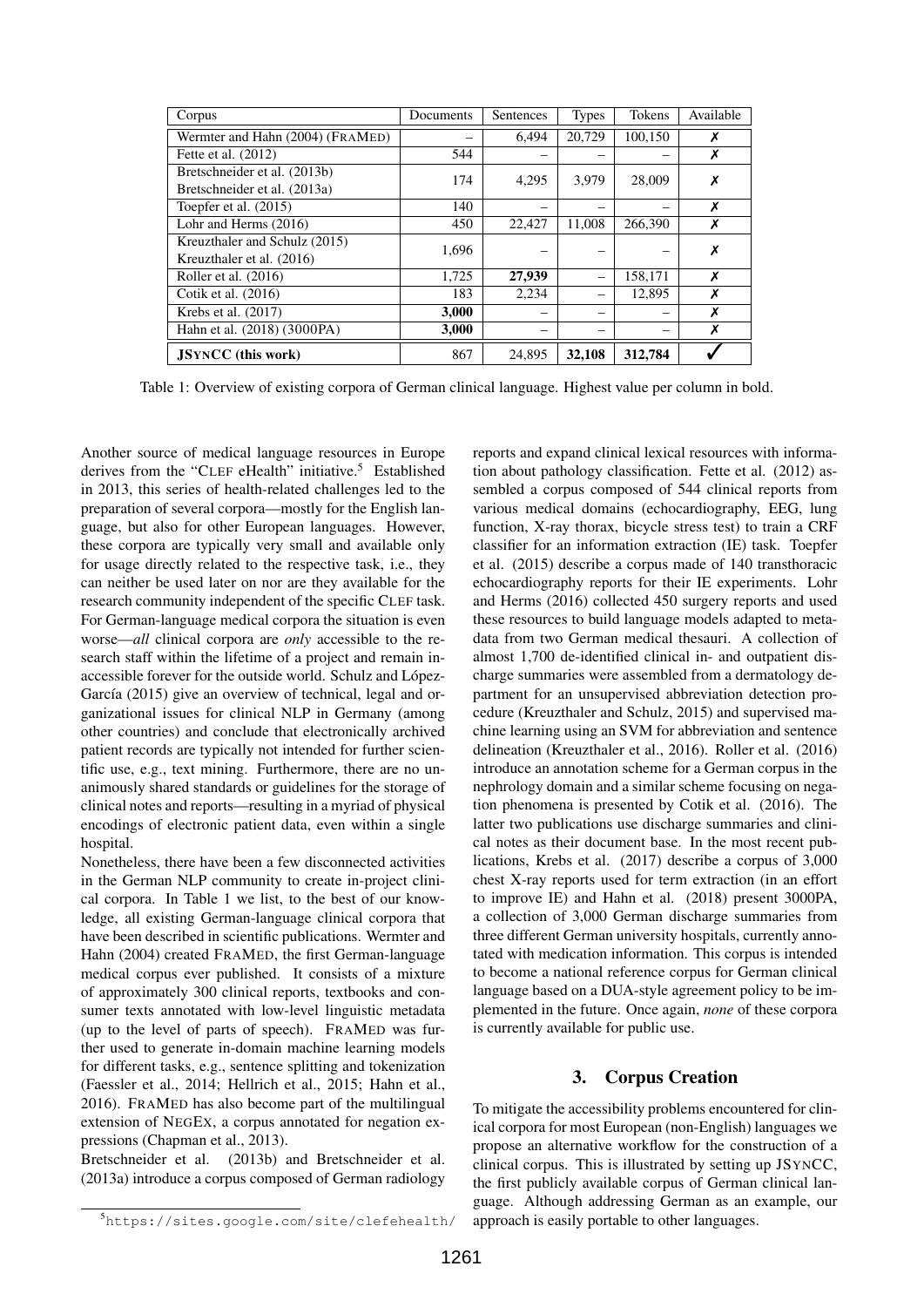| Corpus | Documents | Sentences | Types | Tokens | Available |
|---|---|---|---|---|---|
| Wermter and Hahn (2004) (FRAMED) | – | 6,494 | 20,729 | 100,150 | ✗ |
| Fette et al. (2012) | 544 | – | – | – | ✗ |
| Bretschneider et al. (2013b) Bretschneider et al. (2013a) | 174 | 4,295 | 3,979 | 28,009 | ✗ |
| Toepfer et al. (2015) | 140 | – | – | – | ✗ |
| Lohr and Herms (2016) | 450 | 22,427 | 11,008 | 266,390 | ✗ |
| Kreuzthaler and Schulz (2015) Kreuzthaler et al. (2016) | 1,696 | – | – | – | ✗ |
| Roller et al. (2016) | 1,725 | **27,939** | – | 158,171 | ✗ |
| Cotik et al. (2016) | 183 | 2,234 | – | 12,895 | ✗ |
| Krebs et al. (2017) | **3,000** | – | – | – | ✗ |
| Hahn et al. (2018) (3000PA) | **3,000** | – | – | – | ✗ |
| **JSYNCC (this work)** | 867 | 24,895 | **32,108** | **312,784** | ✓ |

Table 1: Overview of existing corpora of German clinical language. Highest value per column in bold.

Another source of medical language resources in Europe derives from the "CLEF eHealth" initiative.[5] Established in 2013, this series of health-related challenges led to the preparation of several corpora—mostly for the English language, but also for other European languages. However, these corpora are typically very small and available only for usage directly related to the respective task, i.e., they can neither be used later on nor are they available for the research community independent of the specific CLEF task. For German-language medical corpora the situation is even worse—*all* clinical corpora are *only* accessible to the research staff within the lifetime of a project and remain inaccessible forever for the outside world. Schulz and López-García (2015) give an overview of technical, legal and organizational issues for clinical NLP in Germany (among other countries) and conclude that electronically archived patient records are typically not intended for further scientific use, e.g., text mining. Furthermore, there are no unanimously shared standards or guidelines for the storage of clinical notes and reports—resulting in a myriad of physical encodings of electronic patient data, even within a single hospital.

Nonetheless, there have been a few disconnected activities in the German NLP community to create in-project clinical corpora. In Table 1 we list, to the best of our knowledge, all existing German-language clinical corpora that have been described in scientific publications. Wermter and Hahn (2004) created FRAMED, the first German-language medical corpus ever published. It consists of a mixture of approximately 300 clinical reports, textbooks and consumer texts annotated with low-level linguistic metadata (up to the level of parts of speech). FRAMED was further used to generate in-domain machine learning models for different tasks, e.g., sentence splitting and tokenization (Faessler et al., 2014; Hellrich et al., 2015; Hahn et al., 2016). FRAMED has also become part of the multilingual extension of NEGEX, a corpus annotated for negation expressions (Chapman et al., 2013).

Bretschneider et al. (2013b) and Bretschneider et al. (2013a) introduce a corpus composed of German radiology reports and expand clinical lexical resources with information about pathology classification. Fette et al. (2012) assembled a corpus composed of 544 clinical reports from various medical domains (echocardiography, EEG, lung function, X-ray thorax, bicycle stress test) to train a CRF classifier for an information extraction (IE) task. Toepfer et al. (2015) describe a corpus made of 140 transthoracic echocardiography reports for their IE experiments. Lohr and Herms (2016) collected 450 surgery reports and used these resources to build language models adapted to metadata from two German medical thesauri. A collection of almost 1,700 de-identified clinical in- and outpatient discharge summaries were assembled from a dermatology department for an unsupervised abbreviation detection procedure (Kreuzthaler and Schulz, 2015) and supervised machine learning using an SVM for abbreviation and sentence delineation (Kreuzthaler et al., 2016). Roller et al. (2016) introduce an annotation scheme for a German corpus in the nephrology domain and a similar scheme focusing on negation phenomena is presented by Cotik et al. (2016). The latter two publications use discharge summaries and clinical notes as their document base. In the most recent publications, Krebs et al. (2017) describe a corpus of 3,000 chest X-ray reports used for term extraction (in an effort to improve IE) and Hahn et al. (2018) present 3000PA, a collection of 3,000 German discharge summaries from three different German university hospitals, currently annotated with medication information. This corpus is intended to become a national reference corpus for German clinical language based on a DUA-style agreement policy to be implemented in the future. Once again, *none* of these corpora is currently available for public use.

## 3. Corpus Creation

To mitigate the accessibility problems encountered for clinical corpora for most European (non-English) languages we propose an alternative workflow for the construction of a clinical corpus. This is illustrated by setting up JSYNCC, the first publicly available corpus of German clinical language. Although addressing German as an example, our approach is easily portable to other languages.

[5] https://sites.google.com/site/clefehealth/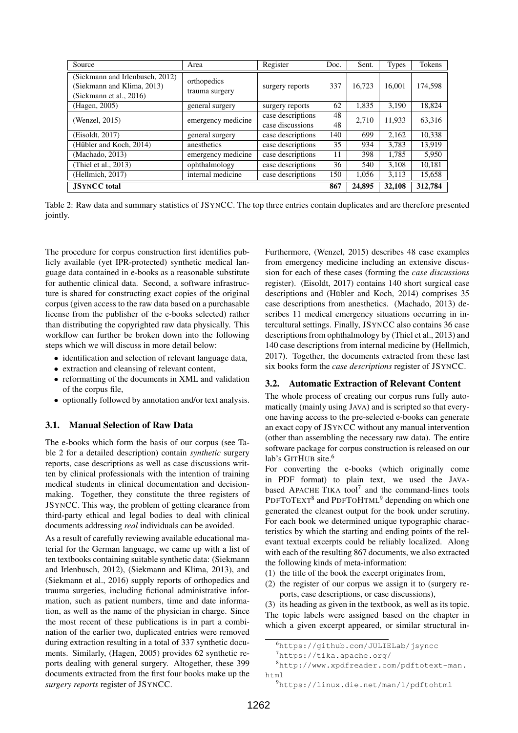| Source | Area | Register | Doc. | Sent. | Types | Tokens |
|---|---|---|---|---|---|---|
| (Siekmann and Irlenbusch, 2012) (Siekmann and Klima, 2013) (Siekmann et al., 2016) | orthopedics trauma surgery | surgery reports | 337 | 16,723 | 16,001 | 174,598 |
| (Hagen, 2005) | general surgery | surgery reports | 62 | 1,835 | 3,190 | 18,824 |
| (Wenzel, 2015) | emergency medicine | case descriptions case discussions | 48 48 | 2,710 | 11,933 | 63,316 |
| (Eisoldt, 2017) | general surgery | case descriptions | 140 | 699 | 2,162 | 10,338 |
| (Hübler and Koch, 2014) | anesthetics | case descriptions | 35 | 934 | 3,783 | 13,919 |
| (Machado, 2013) | emergency medicine | case descriptions | 11 | 398 | 1,785 | 5,950 |
| (Thiel et al., 2013) | ophthalmology | case descriptions | 36 | 540 | 3,108 | 10,181 |
| (Hellmich, 2017) | internal medicine | case descriptions | 150 | 1,056 | 3,113 | 15,658 |
| **JSYNCC total** | | | **867** | **24,895** | **32,108** | **312,784** |

Table 2: Raw data and summary statistics of JSYNCC. The top three entries contain duplicates and are therefore presented jointly.

The procedure for corpus construction first identifies publicly available (yet IPR-protected) synthetic medical language data contained in e-books as a reasonable substitute for authentic clinical data. Second, a software infrastructure is shared for constructing exact copies of the original corpus (given access to the raw data based on a purchasable license from the publisher of the e-books selected) rather than distributing the copyrighted raw data physically. This workflow can further be broken down into the following steps which we will discuss in more detail below:

- identification and selection of relevant language data,
- extraction and cleansing of relevant content,
- reformatting of the documents in XML and validation of the corpus file,
- optionally followed by annotation and/or text analysis.

### 3.1. Manual Selection of Raw Data

The e-books which form the basis of our corpus (see Table 2 for a detailed description) contain *synthetic* surgery reports, case descriptions as well as case discussions written by clinical professionals with the intention of training medical students in clinical documentation and decision-making. Together, they constitute the three registers of JSYNCC. This way, the problem of getting clearance from third-party ethical and legal bodies to deal with clinical documents addressing *real* individuals can be avoided.

As a result of carefully reviewing available educational material for the German language, we came up with a list of ten textbooks containing suitable synthetic data: (Siekmann and Irlenbusch, 2012), (Siekmann and Klima, 2013), and (Siekmann et al., 2016) supply reports of orthopedics and trauma surgeries, including fictional administrative information, such as patient numbers, time and date information, as well as the name of the physician in charge. Since the most recent of these publications is in part a combination of the earlier two, duplicated entries were removed during extraction resulting in a total of 337 synthetic documents. Similarly, (Hagen, 2005) provides 62 synthetic reports dealing with general surgery. Altogether, these 399 documents extracted from the first four books make up the *surgery reports* register of JSYNCC.

Furthermore, (Wenzel, 2015) describes 48 case examples from emergency medicine including an extensive discussion for each of these cases (forming the *case discussions* register). (Eisoldt, 2017) contains 140 short surgical case descriptions and (Hübler and Koch, 2014) comprises 35 case descriptions from anesthetics. (Machado, 2013) describes 11 medical emergency situations occurring in intercultural settings. Finally, JSYNCC also contains 36 case descriptions from ophthalmology by (Thiel et al., 2013) and 140 case descriptions from internal medicine by (Hellmich, 2017). Together, the documents extracted from these last six books form the *case descriptions* register of JSYNCC.

### 3.2. Automatic Extraction of Relevant Content

The whole process of creating our corpus runs fully automatically (mainly using JAVA) and is scripted so that everyone having access to the pre-selected e-books can generate an exact copy of JSYNCC without any manual intervention (other than assembling the necessary raw data). The entire software package for corpus construction is released on our lab's GITHUB site.[6]

For converting the e-books (which originally come in PDF format) to plain text, we used the JAVA-based APACHE TIKA tool[7] and the command-lines tools PDFTOTEXT[8] and PDFTOHTML[9] depending on which one generated the cleanest output for the book under scrutiny. For each book we determined unique typographic characteristics by which the starting and ending points of the relevant textual excerpts could be reliably localized. Along with each of the resulting 867 documents, we also extracted the following kinds of meta-information:

(1) the title of the book the excerpt originates from,

(2) the register of our corpus we assign it to (surgery reports, case descriptions, or case discussions),

(3) its heading as given in the textbook, as well as its topic.

The topic labels were assigned based on the chapter in which a given excerpt appeared, or similar structural in-

[6] https://github.com/JULIELab/jsyncc

[7] https://tika.apache.org/

[8] http://www.xpdfreader.com/pdftotext-man.html

[9] https://linux.die.net/man/1/pdftohtml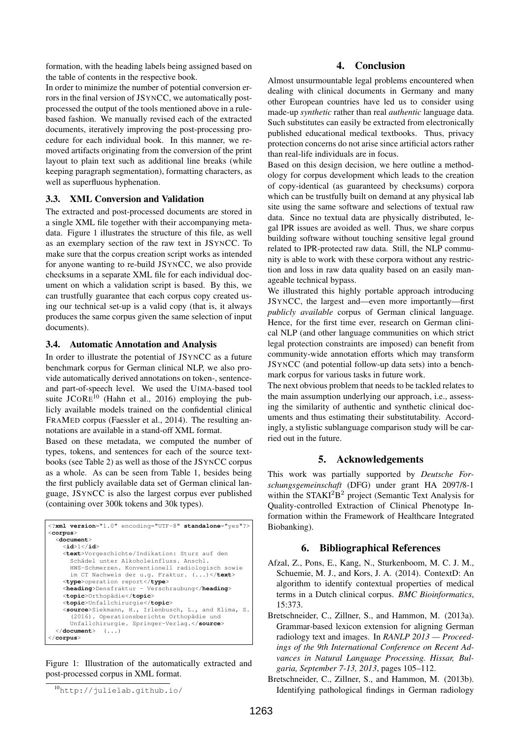formation, with the heading labels being assigned based on the table of contents in the respective book.

In order to minimize the number of potential conversion errors in the final version of JSYNCC, we automatically post-processed the output of the tools mentioned above in a rule-based fashion. We manually revised each of the extracted documents, iteratively improving the post-processing procedure for each individual book. In this manner, we removed artifacts originating from the conversion of the print layout to plain text such as additional line breaks (while keeping paragraph segmentation), formatting characters, as well as superfluous hyphenation.

### 3.3. XML Conversion and Validation

The extracted and post-processed documents are stored in a single XML file together with their accompanying metadata. Figure 1 illustrates the structure of this file, as well as an exemplary section of the raw text in JSYNCC. To make sure that the corpus creation script works as intended for anyone wanting to re-build JSYNCC, we also provide checksums in a separate XML file for each individual document on which a validation script is based. By this, we can trustfully guarantee that each corpus copy created using our technical set-up is a valid copy (that is, it always produces the same corpus given the same selection of input documents).

### 3.4. Automatic Annotation and Analysis

In order to illustrate the potential of JSYNCC as a future benchmark corpus for German clinical NLP, we also provide automatically derived annotations on token-, sentence- and part-of-speech level. We used the UIMA-based tool suite JCORE[10] (Hahn et al., 2016) employing the publicly available models trained on the confidential clinical FRAMED corpus (Faessler et al., 2014). The resulting annotations are available in a stand-off XML format.

Based on these metadata, we computed the number of types, tokens, and sentences for each of the source textbooks (see Table 2) as well as those of the JSYNCC corpus as a whole. As can be seen from Table 1, besides being the first publicly available data set of German clinical language, JSYNCC is also the largest corpus ever published (containing over 300k tokens and 30k types).

```
<?xml version="1.0" encoding="UTF-8" standalone="yes"?>
<corpus>
  <document>
    <id>1</id>
    <text>Vorgeschichte/Indikation: Sturz auf den
      Schädel unter Alkoholeinfluss. Anschl.
      HWS-Schmerzen. Konventionell radiologisch sowie
      im CT Nachweis der u.g. Fraktur. (...)</text>
    <type>operation report</type>
    <heading>Densfraktur - Verschraubung</heading>
    <topic>Orthopädie</topic>
    <topic>Unfallchirurgie</topic>
    <source>Siekmann, H., Irlenbusch, L., and Klima, S.
      (2016). Operationsberichte Orthopädie und
      Unfallchirurgie. Springer-Verlag.</source>
  </document>  (...)
</corpus>
```

Figure 1: Illustration of the automatically extracted and post-processed corpus in XML format.

[10] http://julielab.github.io/

## 4. Conclusion

Almost unsurmountable legal problems encountered when dealing with clinical documents in Germany and many other European countries have led us to consider using made-up *synthetic* rather than real *authentic* language data. Such substitutes can easily be extracted from electronically published educational medical textbooks. Thus, privacy protection concerns do not arise since artificial actors rather than real-life individuals are in focus.

Based on this design decision, we here outline a methodology for corpus development which leads to the creation of copy-identical (as guaranteed by checksums) corpora which can be trustfully built on demand at any physical lab site using the same software and selections of textual raw data. Since no textual data are physically distributed, legal IPR issues are avoided as well. Thus, we share corpus building software without touching sensitive legal ground related to IPR-protected raw data. Still, the NLP community is able to work with these corpora without any restriction and loss in raw data quality based on an easily manageable technical bypass.

We illustrated this highly portable approach introducing JSYNCC, the largest and—even more importantly—first *publicly available* corpus of German clinical language. Hence, for the first time ever, research on German clinical NLP (and other language communities on which strict legal protection constraints are imposed) can benefit from community-wide annotation efforts which may transform JSYNCC (and potential follow-up data sets) into a benchmark corpus for various tasks in future work.

The next obvious problem that needs to be tackled relates to the main assumption underlying our approach, i.e., assessing the similarity of authentic and synthetic clinical documents and thus estimating their substitutability. Accordingly, a stylistic sublanguage comparison study will be carried out in the future.

## 5. Acknowledgements

This work was partially supported by *Deutsche Forschungsgemeinschaft* (DFG) under grant HA 2097/8-1 within the STAKI$^2$B$^2$ project (Semantic Text Analysis for Quality-controlled Extraction of Clinical Phenotype Information within the Framework of Healthcare Integrated Biobanking).

## 6. Bibliographical References

Afzal, Z., Pons, E., Kang, N., Sturkenboom, M. C. J. M., Schuemie, M. J., and Kors, J. A. (2014). ContextD: An algorithm to identify contextual properties of medical terms in a Dutch clinical corpus. *BMC Bioinformatics*, 15:373.

Bretschneider, C., Zillner, S., and Hammon, M. (2013a). Grammar-based lexicon extension for aligning German radiology text and images. In *RANLP 2013 — Proceedings of the 9th International Conference on Recent Advances in Natural Language Processing. Hissar, Bulgaria, September 7-13, 2013*, pages 105–112.

Bretschneider, C., Zillner, S., and Hammon, M. (2013b). Identifying pathological findings in German radiology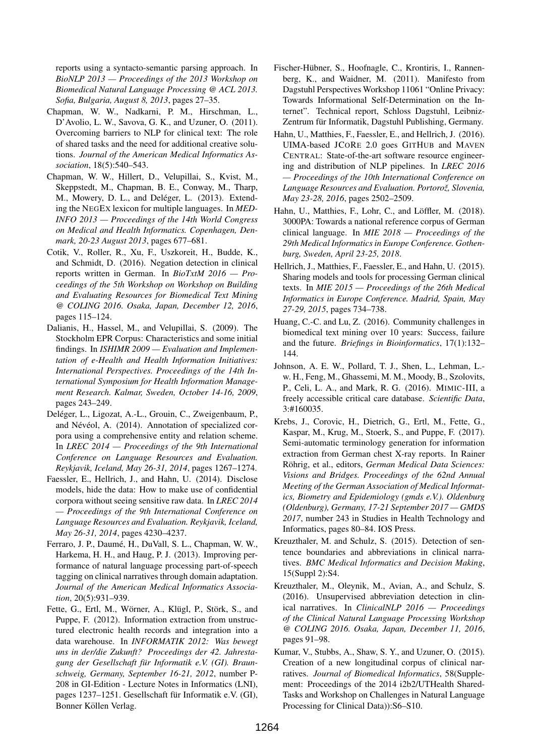reports using a syntacto-semantic parsing approach. In *BioNLP 2013 — Proceedings of the 2013 Workshop on Biomedical Natural Language Processing @ ACL 2013. Sofia, Bulgaria, August 8, 2013*, pages 27–35.

Chapman, W. W., Nadkarni, P. M., Hirschman, L., D'Avolio, L. W., Savova, G. K., and Uzuner, O. (2011). Overcoming barriers to NLP for clinical text: The role of shared tasks and the need for additional creative solutions. *Journal of the American Medical Informatics Association*, 18(5):540–543.

Chapman, W. W., Hillert, D., Velupillai, S., Kvist, M., Skeppstedt, M., Chapman, B. E., Conway, M., Tharp, M., Mowery, D. L., and Deléger, L. (2013). Extending the NEGEX lexicon for multiple languages. In *MEDINFO 2013 — Proceedings of the 14th World Congress on Medical and Health Informatics. Copenhagen, Denmark, 20-23 August 2013*, pages 677–681.

Cotik, V., Roller, R., Xu, F., Uszkoreit, H., Budde, K., and Schmidt, D. (2016). Negation detection in clinical reports written in German. In *BioTxtM 2016 — Proceedings of the 5th Workshop on Workshop on Building and Evaluating Resources for Biomedical Text Mining @ COLING 2016. Osaka, Japan, December 12, 2016*, pages 115–124.

Dalianis, H., Hassel, M., and Velupillai, S. (2009). The Stockholm EPR Corpus: Characteristics and some initial findings. In *ISHIMR 2009 — Evaluation and Implementation of e-Health and Health Information Initiatives: International Perspectives. Proceedings of the 14th International Symposium for Health Information Management Research. Kalmar, Sweden, October 14-16, 2009*, pages 243–249.

Deléger, L., Ligozat, A.-L., Grouin, C., Zweigenbaum, P., and Névéol, A. (2014). Annotation of specialized corpora using a comprehensive entity and relation scheme. In *LREC 2014 — Proceedings of the 9th International Conference on Language Resources and Evaluation. Reykjavik, Iceland, May 26-31, 2014*, pages 1267–1274.

Faessler, E., Hellrich, J., and Hahn, U. (2014). Disclose models, hide the data: How to make use of confidential corpora without seeing sensitive raw data. In *LREC 2014 — Proceedings of the 9th International Conference on Language Resources and Evaluation. Reykjavik, Iceland, May 26-31, 2014*, pages 4230–4237.

Ferraro, J. P., Daumé, H., DuVall, S. L., Chapman, W. W., Harkema, H. H., and Haug, P. J. (2013). Improving performance of natural language processing part-of-speech tagging on clinical narratives through domain adaptation. *Journal of the American Medical Informatics Association*, 20(5):931–939.

Fette, G., Ertl, M., Wörner, A., Klügl, P., Störk, S., and Puppe, F. (2012). Information extraction from unstructured electronic health records and integration into a data warehouse. In *INFORMATIK 2012: Was bewegt uns in der/die Zukunft? Proceedings der 42. Jahrestagung der Gesellschaft für Informatik e.V. (GI). Braunschweig, Germany, September 16-21, 2012*, number P-208 in GI-Edition - Lecture Notes in Informatics (LNI), pages 1237–1251. Gesellschaft für Informatik e.V. (GI), Bonner Köllen Verlag.

Fischer-Hübner, S., Hoofnagle, C., Krontiris, I., Rannenberg, K., and Waidner, M. (2011). Manifesto from Dagstuhl Perspectives Workshop 11061 "Online Privacy: Towards Informational Self-Determination on the Internet". Technical report, Schloss Dagstuhl, Leibniz-Zentrum für Informatik, Dagstuhl Publishing, Germany.

Hahn, U., Matthies, F., Faessler, E., and Hellrich, J. (2016). UIMA-based JCORE 2.0 goes GITHUB and MAVEN CENTRAL: State-of-the-art software resource engineering and distribution of NLP pipelines. In *LREC 2016 — Proceedings of the 10th International Conference on Language Resources and Evaluation. Portorož, Slovenia, May 23-28, 2016*, pages 2502–2509.

Hahn, U., Matthies, F., Lohr, C., and Löffler, M. (2018). 3000PA: Towards a national reference corpus of German clinical language. In *MIE 2018 — Proceedings of the 29th Medical Informatics in Europe Conference. Gothenburg, Sweden, April 23-25, 2018*.

Hellrich, J., Matthies, F., Faessler, E., and Hahn, U. (2015). Sharing models and tools for processing German clinical texts. In *MIE 2015 — Proceedings of the 26th Medical Informatics in Europe Conference. Madrid, Spain, May 27-29, 2015*, pages 734–738.

Huang, C.-C. and Lu, Z. (2016). Community challenges in biomedical text mining over 10 years: Success, failure and the future. *Briefings in Bioinformatics*, 17(1):132–144.

Johnson, A. E. W., Pollard, T. J., Shen, L., Lehman, L.-w. H., Feng, M., Ghassemi, M. M., Moody, B., Szolovits, P., Celi, L. A., and Mark, R. G. (2016). MIMIC-III, a freely accessible critical care database. *Scientific Data*, 3:#160035.

Krebs, J., Corovic, H., Dietrich, G., Ertl, M., Fette, G., Kaspar, M., Krug, M., Stoerk, S., and Puppe, F. (2017). Semi-automatic terminology generation for information extraction from German chest X-ray reports. In Rainer Röhrig, et al., editors, *German Medical Data Sciences: Visions and Bridges. Proceedings of the 62nd Annual Meeting of the German Association of Medical Informatics, Biometry and Epidemiology (gmds e.V.). Oldenburg (Oldenburg), Germany, 17-21 September 2017 — GMDS 2017*, number 243 in Studies in Health Technology and Informatics, pages 80–84. IOS Press.

Kreuzthaler, M. and Schulz, S. (2015). Detection of sentence boundaries and abbreviations in clinical narratives. *BMC Medical Informatics and Decision Making*, 15(Suppl 2):S4.

Kreuzthaler, M., Oleynik, M., Avian, A., and Schulz, S. (2016). Unsupervised abbreviation detection in clinical narratives. In *ClinicalNLP 2016 — Proceedings of the Clinical Natural Language Processing Workshop @ COLING 2016. Osaka, Japan, December 11, 2016*, pages 91–98.

Kumar, V., Stubbs, A., Shaw, S. Y., and Uzuner, O. (2015). Creation of a new longitudinal corpus of clinical narratives. *Journal of Biomedical Informatics*, 58(Supplement: Proceedings of the 2014 i2b2/UTHealth Shared-Tasks and Workshop on Challenges in Natural Language Processing for Clinical Data)):S6–S10.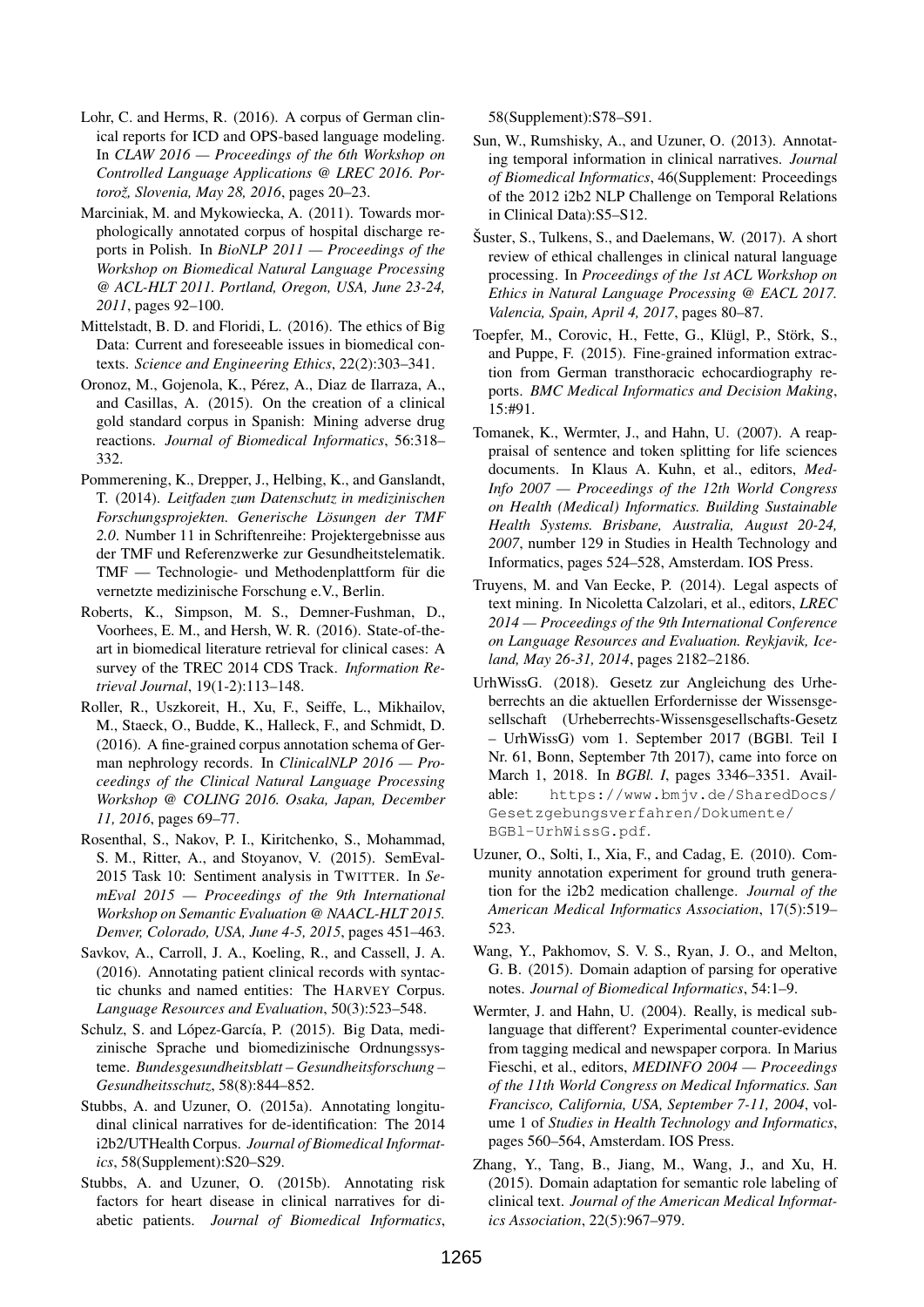Lohr, C. and Herms, R. (2016). A corpus of German clinical reports for ICD and OPS-based language modeling. In *CLAW 2016 — Proceedings of the 6th Workshop on Controlled Language Applications @ LREC 2016. Portorož, Slovenia, May 28, 2016*, pages 20–23.

Marciniak, M. and Mykowiecka, A. (2011). Towards morphologically annotated corpus of hospital discharge reports in Polish. In *BioNLP 2011 — Proceedings of the Workshop on Biomedical Natural Language Processing @ ACL-HLT 2011. Portland, Oregon, USA, June 23-24, 2011*, pages 92–100.

Mittelstadt, B. D. and Floridi, L. (2016). The ethics of Big Data: Current and foreseeable issues in biomedical contexts. *Science and Engineering Ethics*, 22(2):303–341.

Oronoz, M., Gojenola, K., Pérez, A., Diaz de Ilarraza, A., and Casillas, A. (2015). On the creation of a clinical gold standard corpus in Spanish: Mining adverse drug reactions. *Journal of Biomedical Informatics*, 56:318–332.

Pommerening, K., Drepper, J., Helbing, K., and Ganslandt, T. (2014). *Leitfaden zum Datenschutz in medizinischen Forschungsprojekten. Generische Lösungen der TMF 2.0*. Number 11 in Schriftenreihe: Projektergebnisse aus der TMF und Referenzwerke zur Gesundheitstelematik. TMF — Technologie- und Methodenplattform für die vernetzte medizinische Forschung e.V., Berlin.

Roberts, K., Simpson, M. S., Demner-Fushman, D., Voorhees, E. M., and Hersh, W. R. (2016). State-of-the-art in biomedical literature retrieval for clinical cases: A survey of the TREC 2014 CDS Track. *Information Retrieval Journal*, 19(1-2):113–148.

Roller, R., Uszkoreit, H., Xu, F., Seiffe, L., Mikhailov, M., Staeck, O., Budde, K., Halleck, F., and Schmidt, D. (2016). A fine-grained corpus annotation schema of German nephrology records. In *ClinicalNLP 2016 — Proceedings of the Clinical Natural Language Processing Workshop @ COLING 2016. Osaka, Japan, December 11, 2016*, pages 69–77.

Rosenthal, S., Nakov, P. I., Kiritchenko, S., Mohammad, S. M., Ritter, A., and Stoyanov, V. (2015). SemEval-2015 Task 10: Sentiment analysis in TWITTER. In *SemEval 2015 — Proceedings of the 9th International Workshop on Semantic Evaluation @ NAACL-HLT 2015. Denver, Colorado, USA, June 4-5, 2015*, pages 451–463.

Savkov, A., Carroll, J. A., Koeling, R., and Cassell, J. A. (2016). Annotating patient clinical records with syntactic chunks and named entities: The HARVEY Corpus. *Language Resources and Evaluation*, 50(3):523–548.

Schulz, S. and López-García, P. (2015). Big Data, medizinische Sprache und biomedizinische Ordnungssysteme. *Bundesgesundheitsblatt – Gesundheitsforschung – Gesundheitsschutz*, 58(8):844–852.

Stubbs, A. and Uzuner, O. (2015a). Annotating longitudinal clinical narratives for de-identification: The 2014 i2b2/UTHealth Corpus. *Journal of Biomedical Informatics*, 58(Supplement):S20–S29.

Stubbs, A. and Uzuner, O. (2015b). Annotating risk factors for heart disease in clinical narratives for diabetic patients. *Journal of Biomedical Informatics*, 58(Supplement):S78–S91.

Sun, W., Rumshisky, A., and Uzuner, O. (2013). Annotating temporal information in clinical narratives. *Journal of Biomedical Informatics*, 46(Supplement: Proceedings of the 2012 i2b2 NLP Challenge on Temporal Relations in Clinical Data):S5–S12.

Šuster, S., Tulkens, S., and Daelemans, W. (2017). A short review of ethical challenges in clinical natural language processing. In *Proceedings of the 1st ACL Workshop on Ethics in Natural Language Processing @ EACL 2017. Valencia, Spain, April 4, 2017*, pages 80–87.

Toepfer, M., Corovic, H., Fette, G., Klügl, P., Störk, S., and Puppe, F. (2015). Fine-grained information extraction from German transthoracic echocardiography reports. *BMC Medical Informatics and Decision Making*, 15:#91.

Tomanek, K., Wermter, J., and Hahn, U. (2007). A reappraisal of sentence and token splitting for life sciences documents. In Klaus A. Kuhn, et al., editors, *MedInfo 2007 — Proceedings of the 12th World Congress on Health (Medical) Informatics. Building Sustainable Health Systems. Brisbane, Australia, August 20-24, 2007*, number 129 in Studies in Health Technology and Informatics, pages 524–528, Amsterdam. IOS Press.

Truyens, M. and Van Eecke, P. (2014). Legal aspects of text mining. In Nicoletta Calzolari, et al., editors, *LREC 2014 — Proceedings of the 9th International Conference on Language Resources and Evaluation. Reykjavik, Iceland, May 26-31, 2014*, pages 2182–2186.

UrhWissG. (2018). Gesetz zur Angleichung des Urheberrechts an die aktuellen Erfordernisse der Wissensgesellschaft (Urheberrechts-Wissensgesellschafts-Gesetz – UrhWissG) vom 1. September 2017 (BGBl. Teil I Nr. 61, Bonn, September 7th 2017), came into force on March 1, 2018. In *BGBl. I*, pages 3346–3351. Available: `https://www.bmjv.de/SharedDocs/Gesetzgebungsverfahren/Dokumente/BGBl-UrhWissG.pdf`.

Uzuner, O., Solti, I., Xia, F., and Cadag, E. (2010). Community annotation experiment for ground truth generation for the i2b2 medication challenge. *Journal of the American Medical Informatics Association*, 17(5):519–523.

Wang, Y., Pakhomov, S. V. S., Ryan, J. O., and Melton, G. B. (2015). Domain adaption of parsing for operative notes. *Journal of Biomedical Informatics*, 54:1–9.

Wermter, J. and Hahn, U. (2004). Really, is medical sublanguage that different? Experimental counter-evidence from tagging medical and newspaper corpora. In Marius Fieschi, et al., editors, *MEDINFO 2004 — Proceedings of the 11th World Congress on Medical Informatics. San Francisco, California, USA, September 7-11, 2004*, volume 1 of *Studies in Health Technology and Informatics*, pages 560–564, Amsterdam. IOS Press.

Zhang, Y., Tang, B., Jiang, M., Wang, J., and Xu, H. (2015). Domain adaptation for semantic role labeling of clinical text. *Journal of the American Medical Informatics Association*, 22(5):967–979.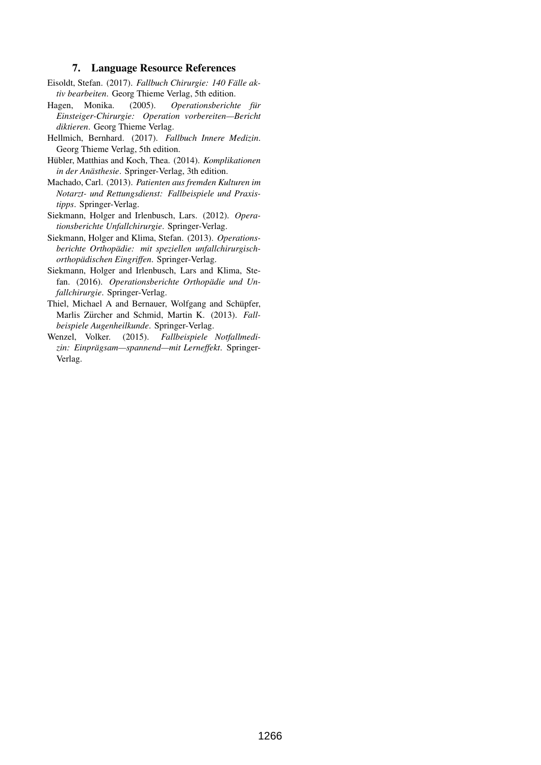## 7. Language Resource References

Eisoldt, Stefan. (2017). *Fallbuch Chirurgie: 140 Fälle aktiv bearbeiten*. Georg Thieme Verlag, 5th edition.

Hagen, Monika. (2005). *Operationsberichte für Einsteiger-Chirurgie: Operation vorbereiten—Bericht diktieren*. Georg Thieme Verlag.

Hellmich, Bernhard. (2017). *Fallbuch Innere Medizin*. Georg Thieme Verlag, 5th edition.

Hübler, Matthias and Koch, Thea. (2014). *Komplikationen in der Anästhesie*. Springer-Verlag, 3th edition.

Machado, Carl. (2013). *Patienten aus fremden Kulturen im Notarzt- und Rettungsdienst: Fallbeispiele und Praxistipps*. Springer-Verlag.

Siekmann, Holger and Irlenbusch, Lars. (2012). *Operationsberichte Unfallchirurgie*. Springer-Verlag.

Siekmann, Holger and Klima, Stefan. (2013). *Operationsberichte Orthopädie: mit speziellen unfallchirurgisch-orthopädischen Eingriffen*. Springer-Verlag.

Siekmann, Holger and Irlenbusch, Lars and Klima, Stefan. (2016). *Operationsberichte Orthopädie und Unfallchirurgie*. Springer-Verlag.

Thiel, Michael A and Bernauer, Wolfgang and Schüpfer, Marlis Zürcher and Schmid, Martin K. (2013). *Fallbeispiele Augenheilkunde*. Springer-Verlag.

Wenzel, Volker. (2015). *Fallbeispiele Notfallmedizin: Einprägsam—spannend—mit Lerneffekt*. Springer-Verlag.